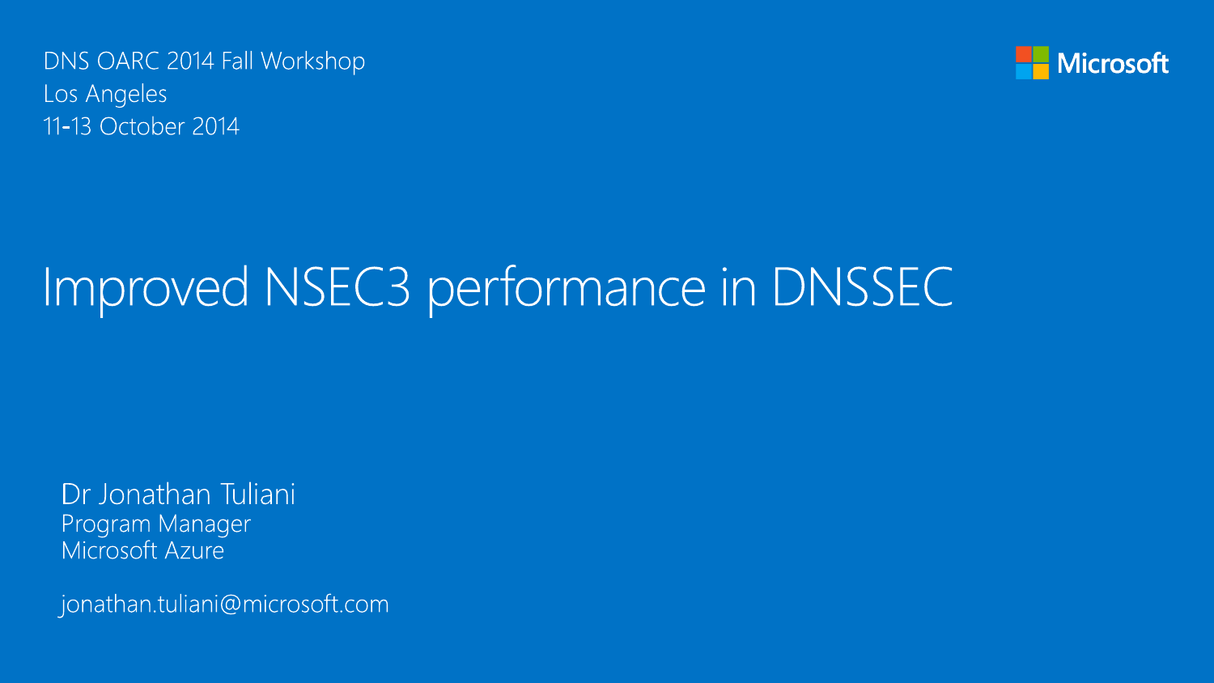DNS OARC 2014 Fall Workshop
Los Angeles
11-13 October 2014

Microsoft

# Improved NSEC3 performance in DNSSEC

Dr Jonathan Tuliani
Program Manager
Microsoft Azure

jonathan.tuliani@microsoft.com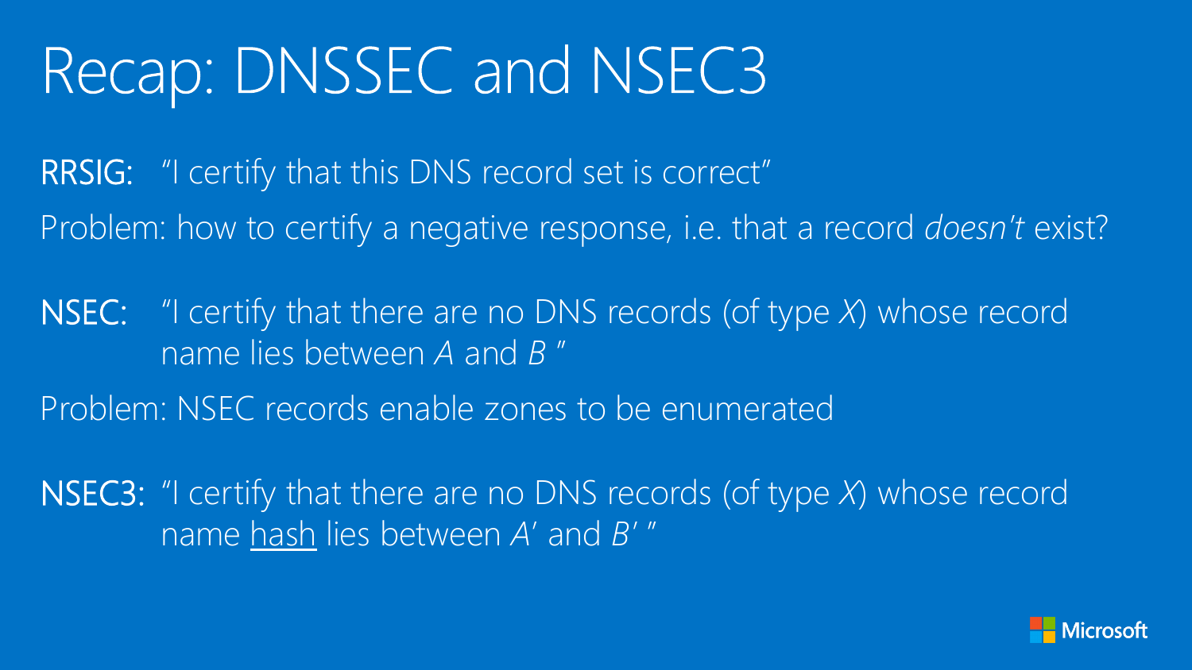# Recap: DNSSEC and NSEC3

**RRSIG:** "I certify that this DNS record set is correct"

Problem: how to certify a negative response, i.e. that a record *doesn't* exist?

**NSEC:** "I certify that there are no DNS records (of type *X*) whose record name lies between *A* and *B* "

Problem: NSEC records enable zones to be enumerated

**NSEC3:** "I certify that there are no DNS records (of type *X*) whose record name <u>hash</u> lies between *A*′ and *B*′ "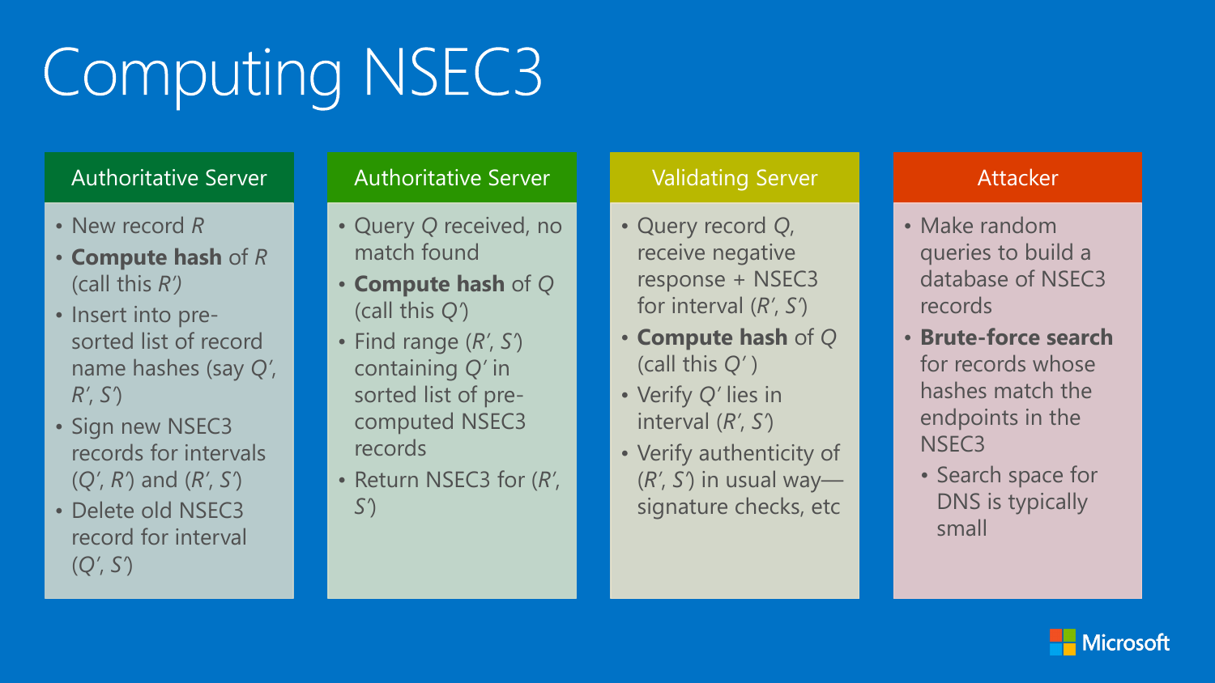# Computing NSEC3

## Authoritative Server

- New record *R*
- **Compute hash** of *R* (call this *R′*)
- Insert into pre-sorted list of record name hashes (say *Q′*, *R′*, *S′*)
- Sign new NSEC3 records for intervals (*Q′*, *R′*) and (*R′*, *S′*)
- Delete old NSEC3 record for interval (*Q′*, *S′*)

## Authoritative Server

- Query *Q* received, no match found
- **Compute hash** of *Q* (call this *Q′*)
- Find range (*R′*, *S′*) containing *Q′* in sorted list of pre-computed NSEC3 records
- Return NSEC3 for (*R′*, *S′*)

## Validating Server

- Query record *Q*, receive negative response + NSEC3 for interval (*R′*, *S′*)
- **Compute hash** of *Q* (call this *Q′*)
- Verify *Q′* lies in interval (*R′*, *S′*)
- Verify authenticity of (*R′*, *S′*) in usual way—signature checks, etc

## Attacker

- Make random queries to build a database of NSEC3 records
- **Brute-force search** for records whose hashes match the endpoints in the NSEC3
  - Search space for DNS is typically small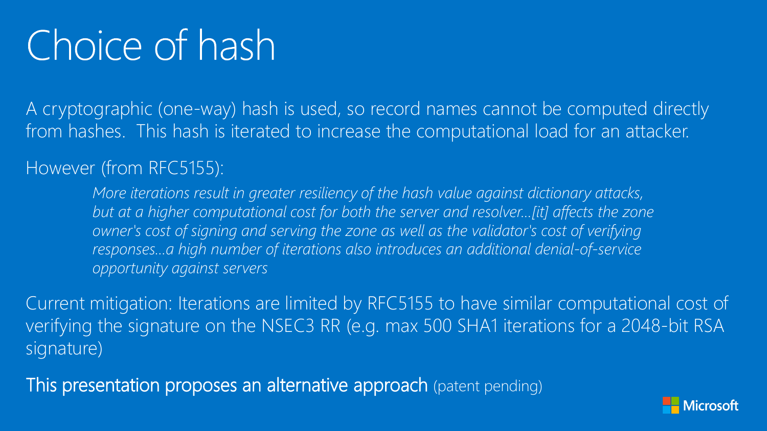# Choice of hash

A cryptographic (one-way) hash is used, so record names cannot be computed directly from hashes. This hash is iterated to increase the computational load for an attacker.

However (from RFC5155):

> *More iterations result in greater resiliency of the hash value against dictionary attacks, but at a higher computational cost for both the server and resolver…[it] affects the zone owner's cost of signing and serving the zone as well as the validator's cost of verifying responses…a high number of iterations also introduces an additional denial-of-service opportunity against servers*

Current mitigation: Iterations are limited by RFC5155 to have similar computational cost of verifying the signature on the NSEC3 RR (e.g. max 500 SHA1 iterations for a 2048-bit RSA signature)

This presentation proposes an alternative approach (patent pending)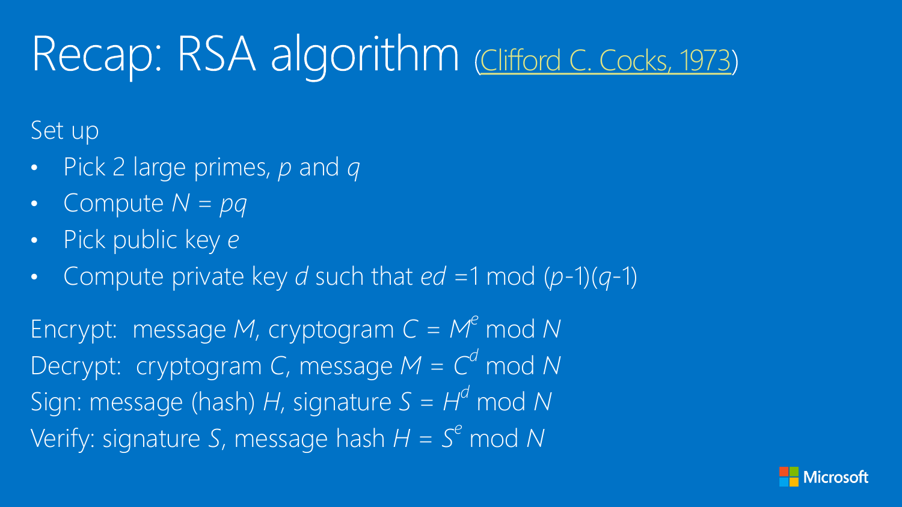# Recap: RSA algorithm ([Clifford C. Cocks, 1973])

Set up

- Pick 2 large primes, $p$ and $q$
- Compute $N = pq$
- Pick public key $e$
- Compute private key $d$ such that $ed = 1 \bmod (p-1)(q-1)$

Encrypt: message $M$, cryptogram $C = M^e \bmod N$

Decrypt: cryptogram $C$, message $M = C^d \bmod N$

Sign: message (hash) $H$, signature $S = H^d \bmod N$

Verify: signature $S$, message hash $H = S^e \bmod N$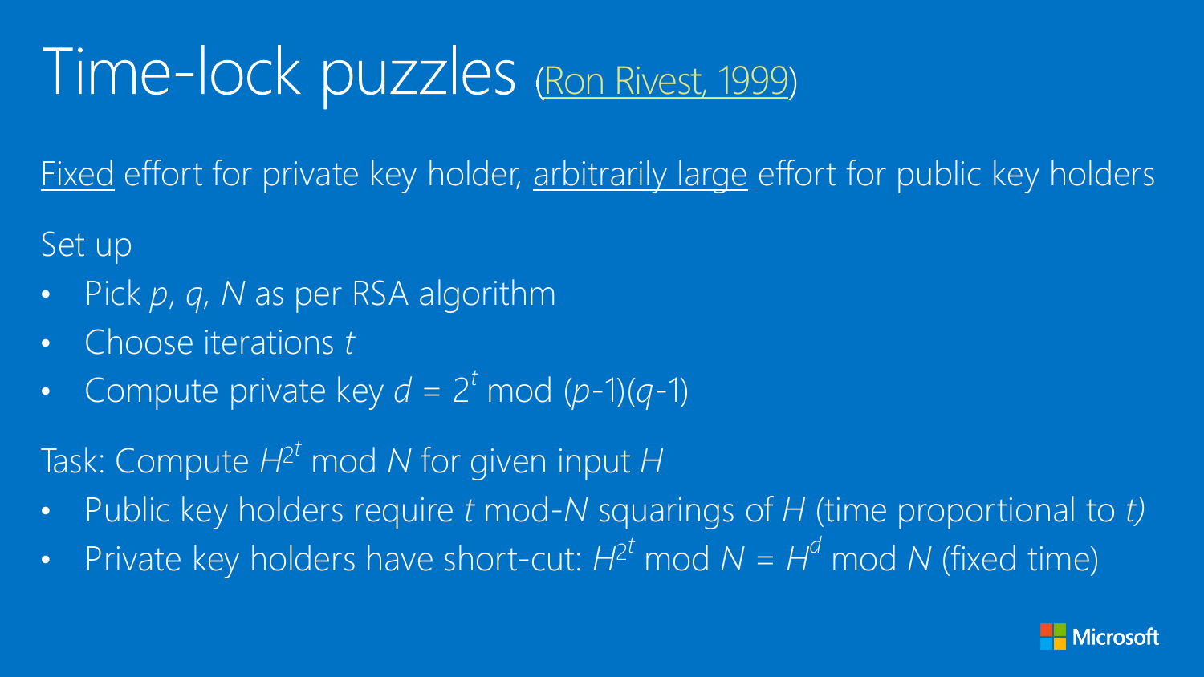# Time-lock puzzles ([Ron Rivest, 1999])

Fixed effort for private key holder, arbitrarily large effort for public key holders

Set up

- Pick $p$, $q$, $N$ as per RSA algorithm
- Choose iterations $t$
- Compute private key $d = 2^t \bmod (p\text{-}1)(q\text{-}1)$

Task: Compute $H^{2^t} \bmod N$ for given input $H$

- Public key holders require $t$ mod-$N$ squarings of $H$ (time proportional to $t$)
- Private key holders have short-cut: $H^{2^t} \bmod N = H^d \bmod N$ (fixed time)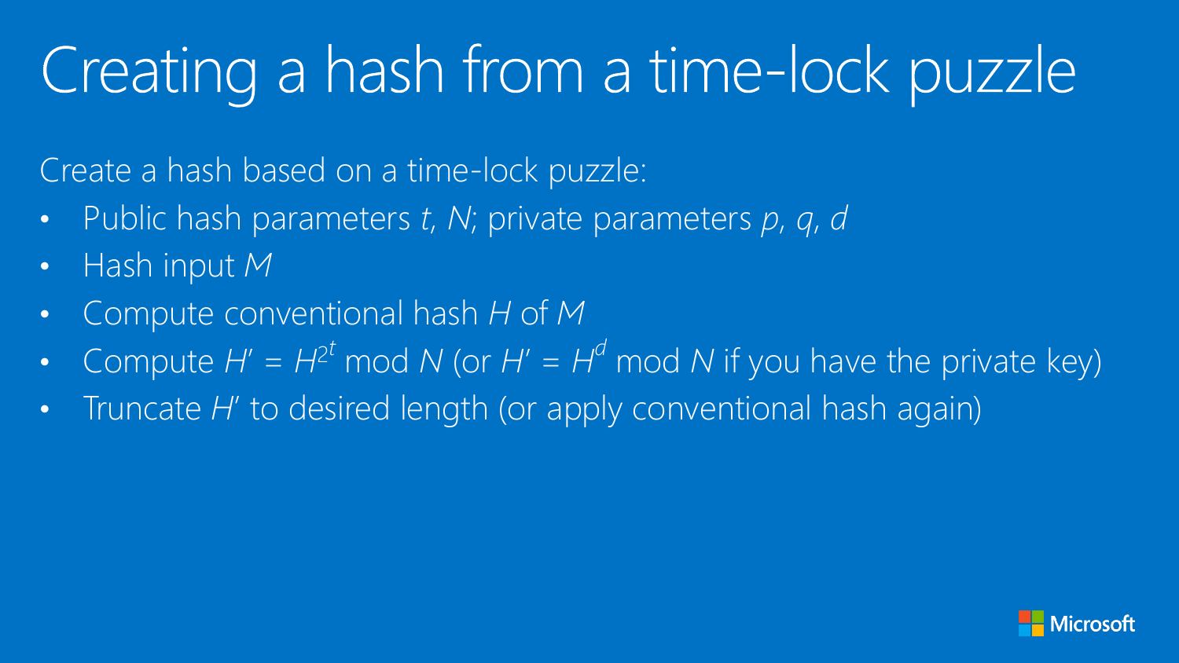# Creating a hash from a time-lock puzzle

Create a hash based on a time-lock puzzle:

- Public hash parameters $t$, $N$; private parameters $p$, $q$, $d$
- Hash input $M$
- Compute conventional hash $H$ of $M$
- Compute $H' = H^{2^t} \bmod N$ (or $H' = H^d \bmod N$ if you have the private key)
- Truncate $H'$ to desired length (or apply conventional hash again)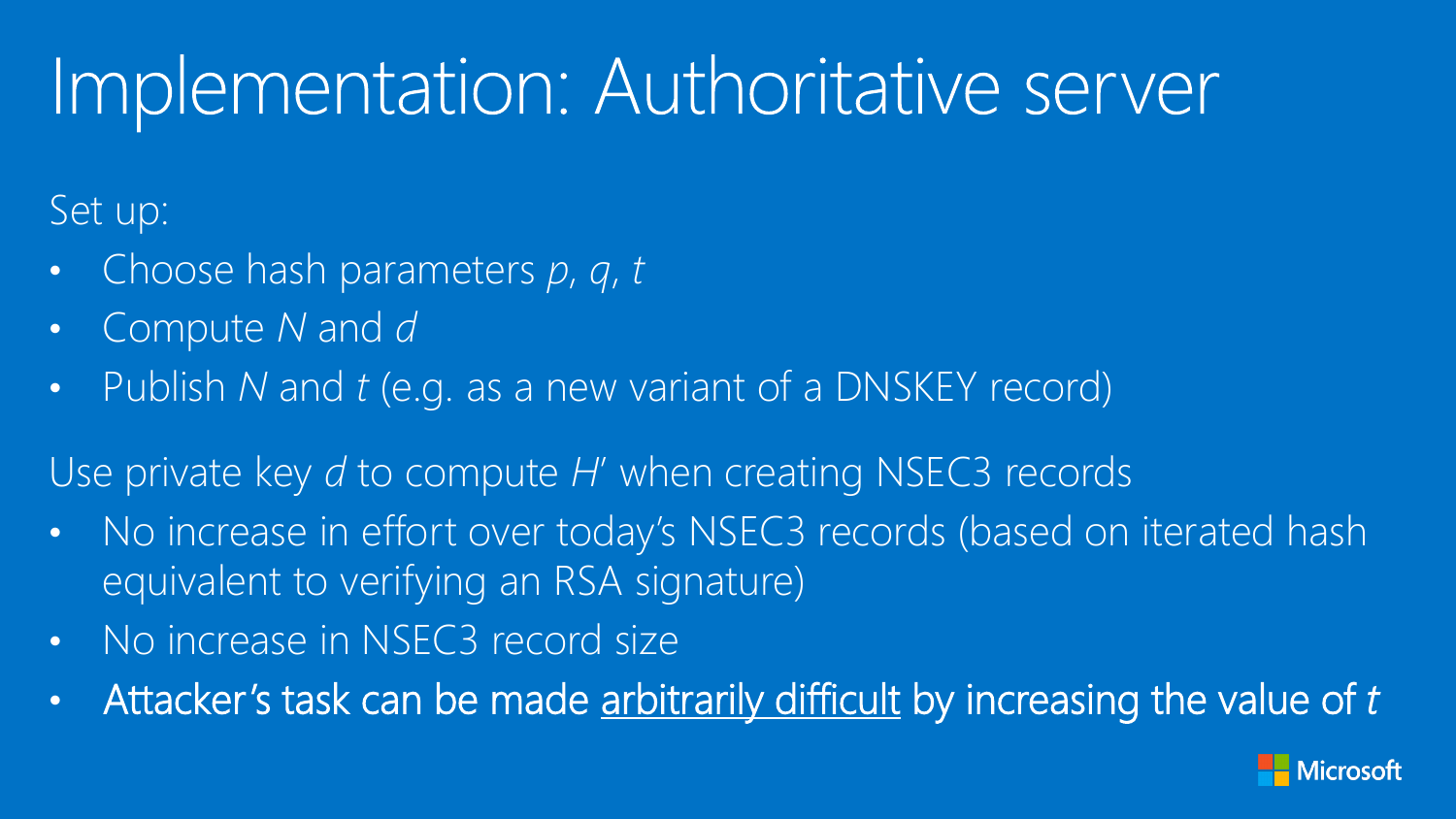# Implementation: Authoritative server

Set up:

- Choose hash parameters $p$, $q$, $t$
- Compute $N$ and $d$
- Publish $N$ and $t$ (e.g. as a new variant of a DNSKEY record)

Use private key $d$ to compute $H'$ when creating NSEC3 records

- No increase in effort over today's NSEC3 records (based on iterated hash equivalent to verifying an RSA signature)
- No increase in NSEC3 record size
- Attacker's task can be made <u>arbitrarily difficult</u> by increasing the value of $t$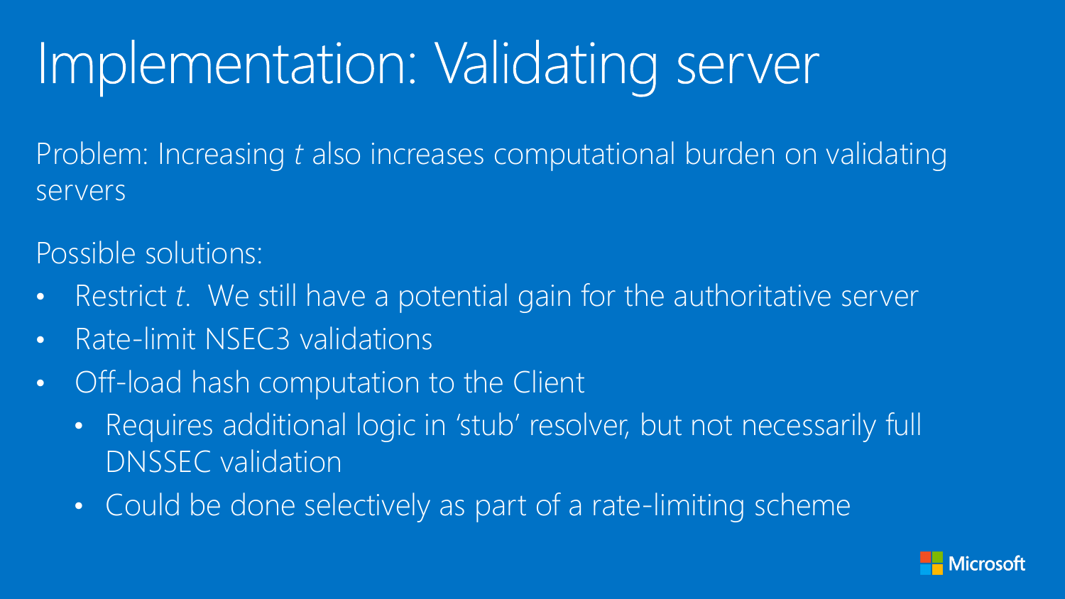# Implementation: Validating server

Problem: Increasing $t$ also increases computational burden on validating servers

Possible solutions:

- Restrict $t$. We still have a potential gain for the authoritative server
- Rate-limit NSEC3 validations
- Off-load hash computation to the Client
  - Requires additional logic in 'stub' resolver, but not necessarily full DNSSEC validation
  - Could be done selectively as part of a rate-limiting scheme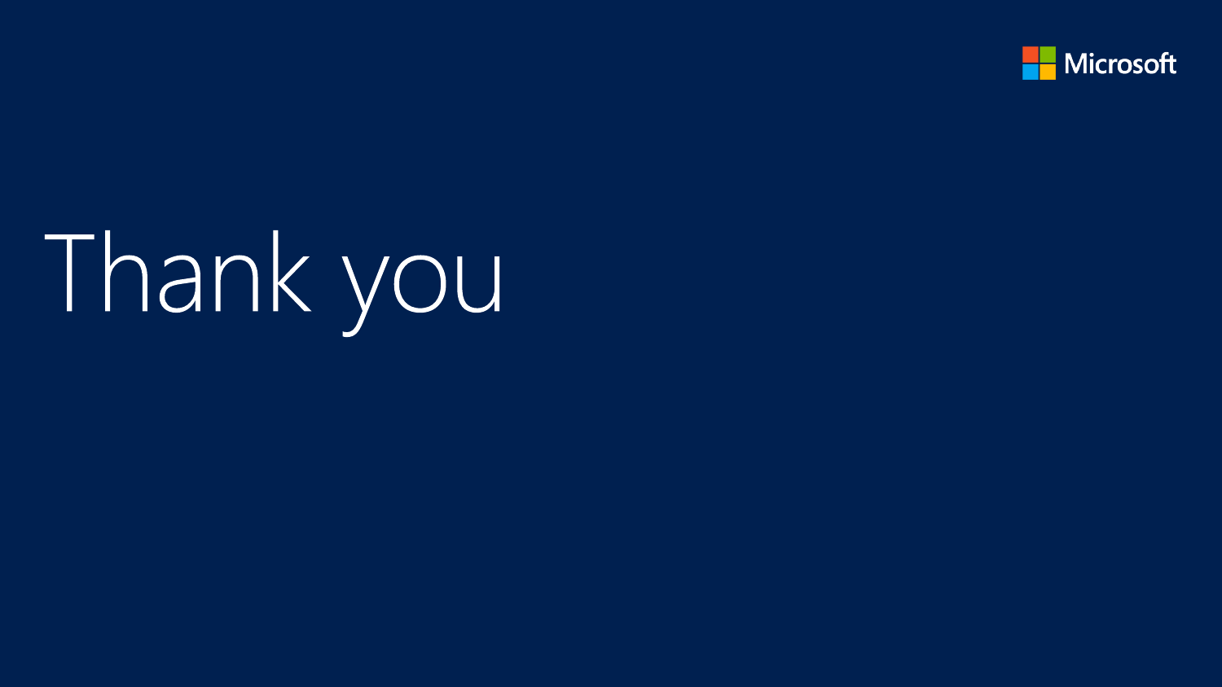Microsoft

# Thank you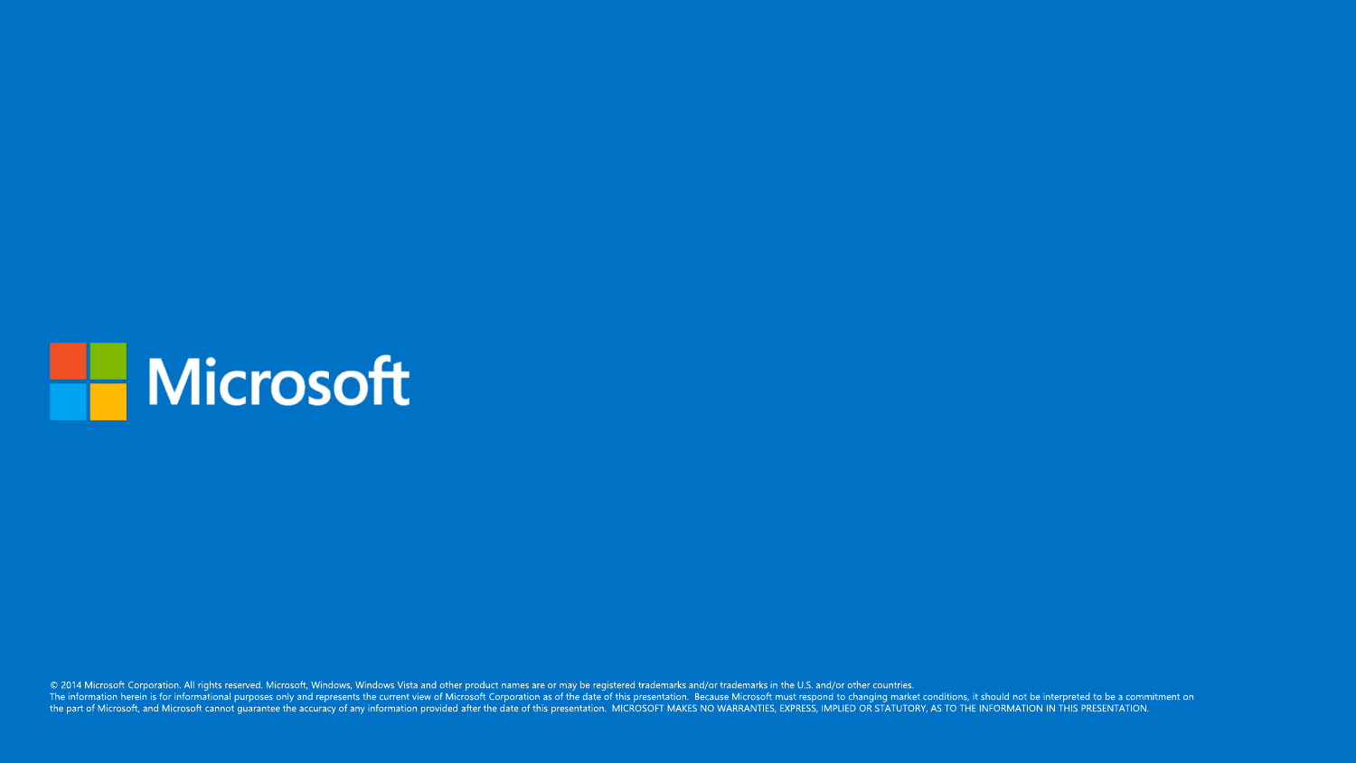Microsoft

© 2014 Microsoft Corporation. All rights reserved. Microsoft, Windows, Windows Vista and other product names are or may be registered trademarks and/or trademarks in the U.S. and/or other countries.
The information herein is for informational purposes only and represents the current view of Microsoft Corporation as of the date of this presentation. Because Microsoft must respond to changing market conditions, it should not be interpreted to be a commitment on the part of Microsoft, and Microsoft cannot guarantee the accuracy of any information provided after the date of this presentation. MICROSOFT MAKES NO WARRANTIES, EXPRESS, IMPLIED OR STATUTORY, AS TO THE INFORMATION IN THIS PRESENTATION.